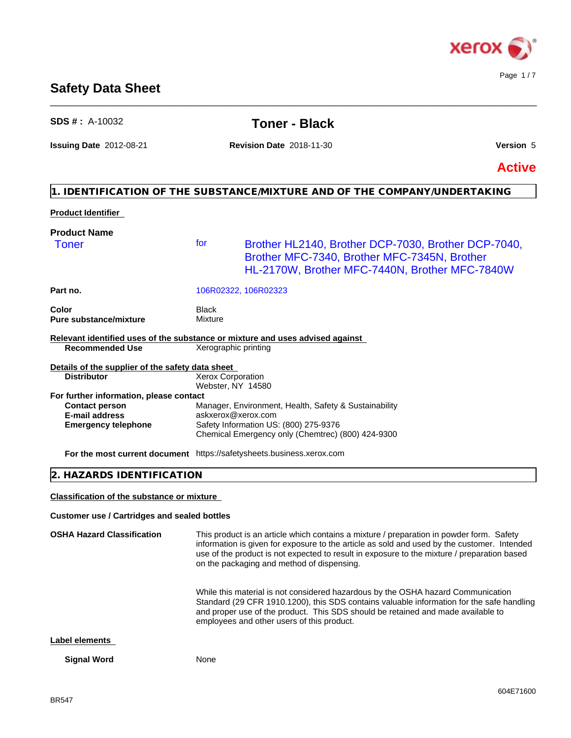# Safety Data Sheet

**SDS # :** A-10032

## Toner - Black

**Issuing Date** 2012-08-21 **Revision Date** 2018-11-30 **Version** 5

**Active**

## 1. IDENTIFICATION OF THE SUBSTANCE/MIXTURE AND OF THE COMPANY/UNDERTAKING

**Product Identifier**

**Product Name**

Toner for Brother HL2140, Brother DCP-7030, Brother DCP-7040, Brother MFC-7340, Brother MFC-7345N, Brother HL-2170W, Brother MFC-7440N, Brother MFC-7840W

| | |
|---|---|
| **Part no.** | 106R02322, 106R02323 |
| **Color** | Black |
| **Pure substance/mixture** | Mixture |

**Relevant identified uses of the substance or mixture and uses advised against**

| | |
|---|---|
| **Recommended Use** | Xerographic printing |

**Details of the supplier of the safety data sheet**

| | |
|---|---|
| **Distributor** | Xerox Corporation<br>Webster, NY 14580 |

**For further information, please contact**

| | |
|---|---|
| **Contact person** | Manager, Environment, Health, Safety & Sustainability |
| **E-mail address** | askxerox@xerox.com |
| **Emergency telephone** | Safety Information US: (800) 275-9376<br>Chemical Emergency only (Chemtrec) (800) 424-9300 |
| **For the most current document** | https://safetysheets.business.xerox.com |

## 2. HAZARDS IDENTIFICATION

**Classification of the substance or mixture**

**Customer use / Cartridges and sealed bottles**

**OSHA Hazard Classification**

This product is an article which contains a mixture / preparation in powder form. Safety information is given for exposure to the article as sold and used by the customer. Intended use of the product is not expected to result in exposure to the mixture / preparation based on the packaging and method of dispensing.

While this material is not considered hazardous by the OSHA hazard Communication Standard (29 CFR 1910.1200), this SDS contains valuable information for the safe handling and proper use of the product. This SDS should be retained and made available to employees and other users of this product.

**Label elements**

| | |
|---|---|
| **Signal Word** | None |

604E71600

BR547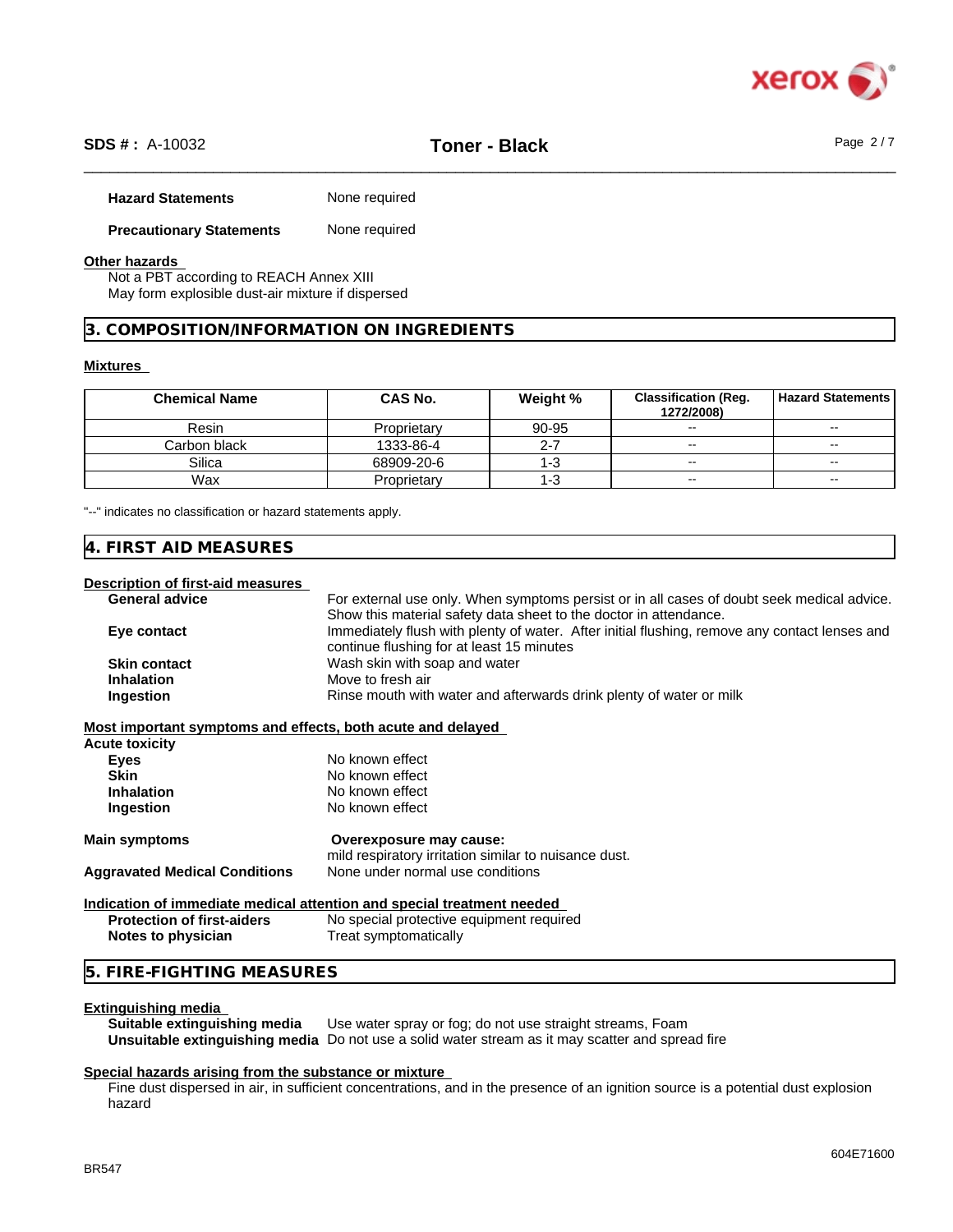**Hazard Statements** None required

**Precautionary Statements** None required

**Other hazards**

Not a PBT according to REACH Annex XIII
May form explosible dust-air mixture if dispersed

## 3. COMPOSITION/INFORMATION ON INGREDIENTS

**Mixtures**

| Chemical Name | CAS No. | Weight % | Classification (Reg. 1272/2008) | Hazard Statements |
|---|---|---|---|---|
| Resin | Proprietary | 90-95 | -- | -- |
| Carbon black | 1333-86-4 | 2-7 | -- | -- |
| Silica | 68909-20-6 | 1-3 | -- | -- |
| Wax | Proprietary | 1-3 | -- | -- |

"--" indicates no classification or hazard statements apply.

## 4. FIRST AID MEASURES

**Description of first-aid measures**

**General advice** For external use only. When symptoms persist or in all cases of doubt seek medical advice. Show this material safety data sheet to the doctor in attendance.

**Eye contact** Immediately flush with plenty of water. After initial flushing, remove any contact lenses and continue flushing for at least 15 minutes

**Skin contact** Wash skin with soap and water

**Inhalation** Move to fresh air

**Ingestion** Rinse mouth with water and afterwards drink plenty of water or milk

**Most important symptoms and effects, both acute and delayed**

**Acute toxicity**

**Eyes** No known effect

**Skin** No known effect

**Inhalation** No known effect

**Ingestion** No known effect

**Main symptoms** **Overexposure may cause:**
mild respiratory irritation similar to nuisance dust.

**Aggravated Medical Conditions** None under normal use conditions

**Indication of immediate medical attention and special treatment needed**

**Protection of first-aiders** No special protective equipment required

**Notes to physician** Treat symptomatically

## 5. FIRE-FIGHTING MEASURES

**Extinguishing media**

**Suitable extinguishing media** Use water spray or fog; do not use straight streams, Foam

**Unsuitable extinguishing media** Do not use a solid water stream as it may scatter and spread fire

**Special hazards arising from the substance or mixture**

Fine dust dispersed in air, in sufficient concentrations, and in the presence of an ignition source is a potential dust explosion hazard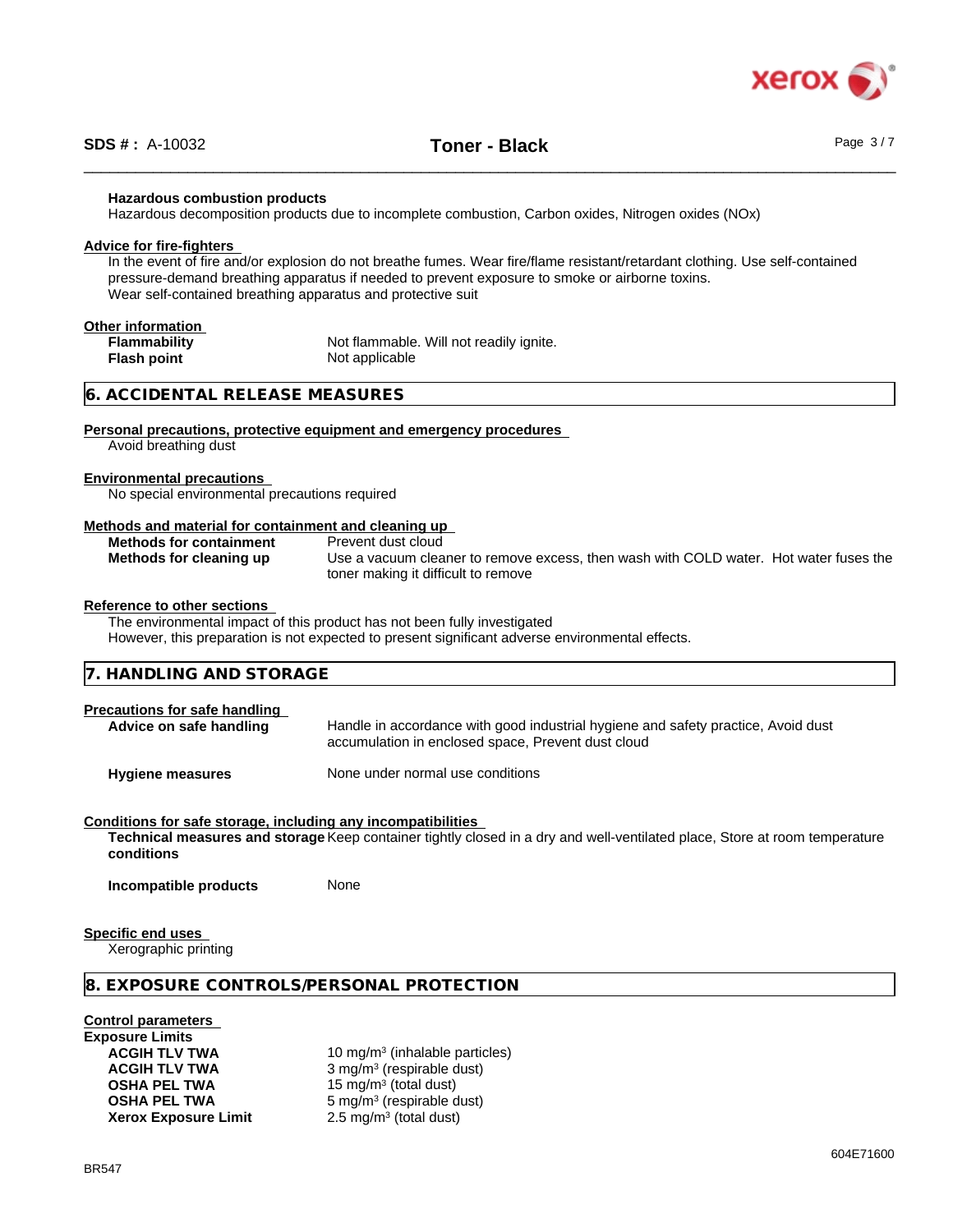**Hazardous combustion products**

Hazardous decomposition products due to incomplete combustion, Carbon oxides, Nitrogen oxides (NOx)

**Advice for fire-fighters**

In the event of fire and/or explosion do not breathe fumes. Wear fire/flame resistant/retardant clothing. Use self-contained pressure-demand breathing apparatus if needed to prevent exposure to smoke or airborne toxins.
Wear self-contained breathing apparatus and protective suit

**Other information**

| | |
|---|---|
| **Flammability** | Not flammable. Will not readily ignite. |
| **Flash point** | Not applicable |

## 6. ACCIDENTAL RELEASE MEASURES

**Personal precautions, protective equipment and emergency procedures**

Avoid breathing dust

**Environmental precautions**

No special environmental precautions required

**Methods and material for containment and cleaning up**

| | |
|---|---|
| **Methods for containment** | Prevent dust cloud |
| **Methods for cleaning up** | Use a vacuum cleaner to remove excess, then wash with COLD water. Hot water fuses the toner making it difficult to remove |

**Reference to other sections**

The environmental impact of this product has not been fully investigated
However, this preparation is not expected to present significant adverse environmental effects.

## 7. HANDLING AND STORAGE

**Precautions for safe handling**

| | |
|---|---|
| **Advice on safe handling** | Handle in accordance with good industrial hygiene and safety practice, Avoid dust accumulation in enclosed space, Prevent dust cloud |
| **Hygiene measures** | None under normal use conditions |

**Conditions for safe storage, including any incompatibilities**

| | |
|---|---|
| **Technical measures and storage conditions** | Keep container tightly closed in a dry and well-ventilated place, Store at room temperature |
| **Incompatible products** | None |

**Specific end uses**

Xerographic printing

## 8. EXPOSURE CONTROLS/PERSONAL PROTECTION

**Control parameters**

**Exposure Limits**

| | |
|---|---|
| **ACGIH TLV TWA** | 10 mg/m$^3$ (inhalable particles) |
| **ACGIH TLV TWA** | 3 mg/m$^3$ (respirable dust) |
| **OSHA PEL TWA** | 15 mg/m$^3$ (total dust) |
| **OSHA PEL TWA** | 5 mg/m$^3$ (respirable dust) |
| **Xerox Exposure Limit** | 2.5 mg/m$^3$ (total dust) |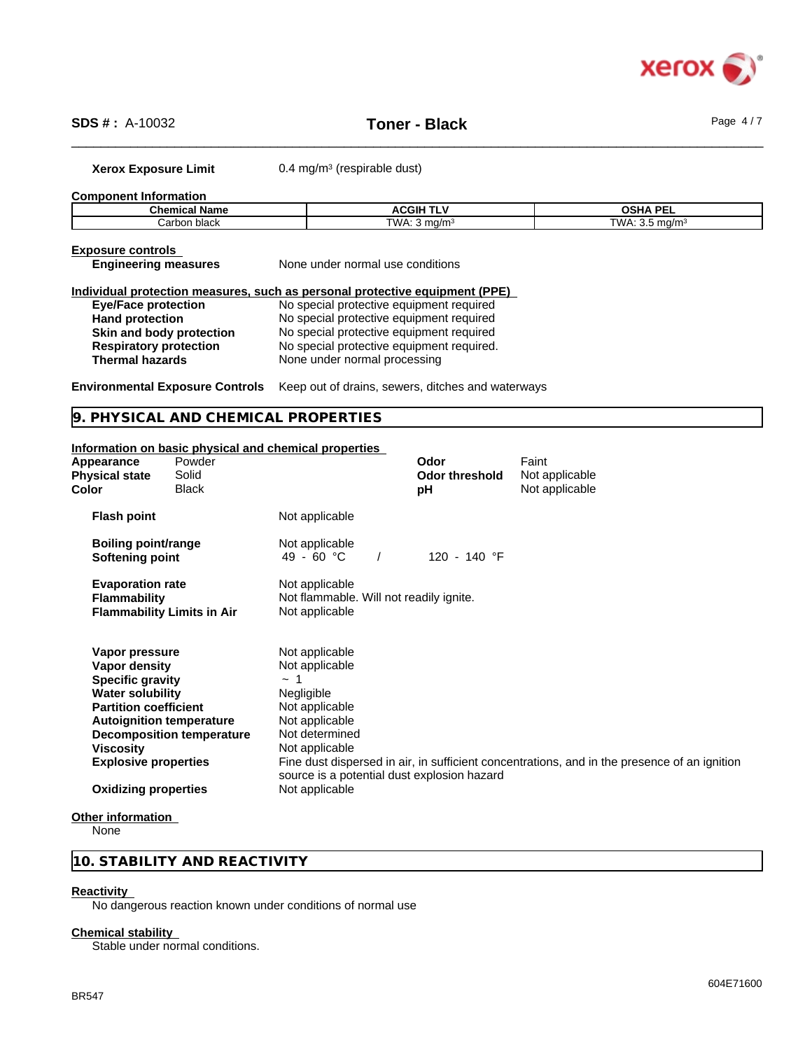**Xerox Exposure Limit** 0.4 mg/m³ (respirable dust)

**Component Information**

| Chemical Name | ACGIH TLV | OSHA PEL |
|---|---|---|
| Carbon black | TWA: 3 mg/m³ | TWA: 3.5 mg/m³ |

**Exposure controls**

**Engineering measures** None under normal use conditions

**Individual protection measures, such as personal protective equipment (PPE)**

| | |
|---|---|
| **Eye/Face protection** | No special protective equipment required |
| **Hand protection** | No special protective equipment required |
| **Skin and body protection** | No special protective equipment required |
| **Respiratory protection** | No special protective equipment required. |
| **Thermal hazards** | None under normal processing |

**Environmental Exposure Controls** Keep out of drains, sewers, ditches and waterways

## 9. PHYSICAL AND CHEMICAL PROPERTIES

**Information on basic physical and chemical properties**

| | | | |
|---|---|---|---|
| **Appearance** | Powder | **Odor** | Faint |
| **Physical state** | Solid | **Odor threshold** | Not applicable |
| **Color** | Black | **pH** | Not applicable |

| | |
|---|---|
| **Flash point** | Not applicable |
| **Boiling point/range** | Not applicable |
| **Softening point** | 49 - 60 °C / 120 - 140 °F |
| **Evaporation rate** | Not applicable |
| **Flammability** | Not flammable. Will not readily ignite. |
| **Flammability Limits in Air** | Not applicable |
| **Vapor pressure** | Not applicable |
| **Vapor density** | Not applicable |
| **Specific gravity** | ~ 1 |
| **Water solubility** | Negligible |
| **Partition coefficient** | Not applicable |
| **Autoignition temperature** | Not applicable |
| **Decomposition temperature** | Not determined |
| **Viscosity** | Not applicable |
| **Explosive properties** | Fine dust dispersed in air, in sufficient concentrations, and in the presence of an ignition source is a potential dust explosion hazard |
| **Oxidizing properties** | Not applicable |

**Other information**

None

## 10. STABILITY AND REACTIVITY

**Reactivity**

No dangerous reaction known under conditions of normal use

**Chemical stability**

Stable under normal conditions.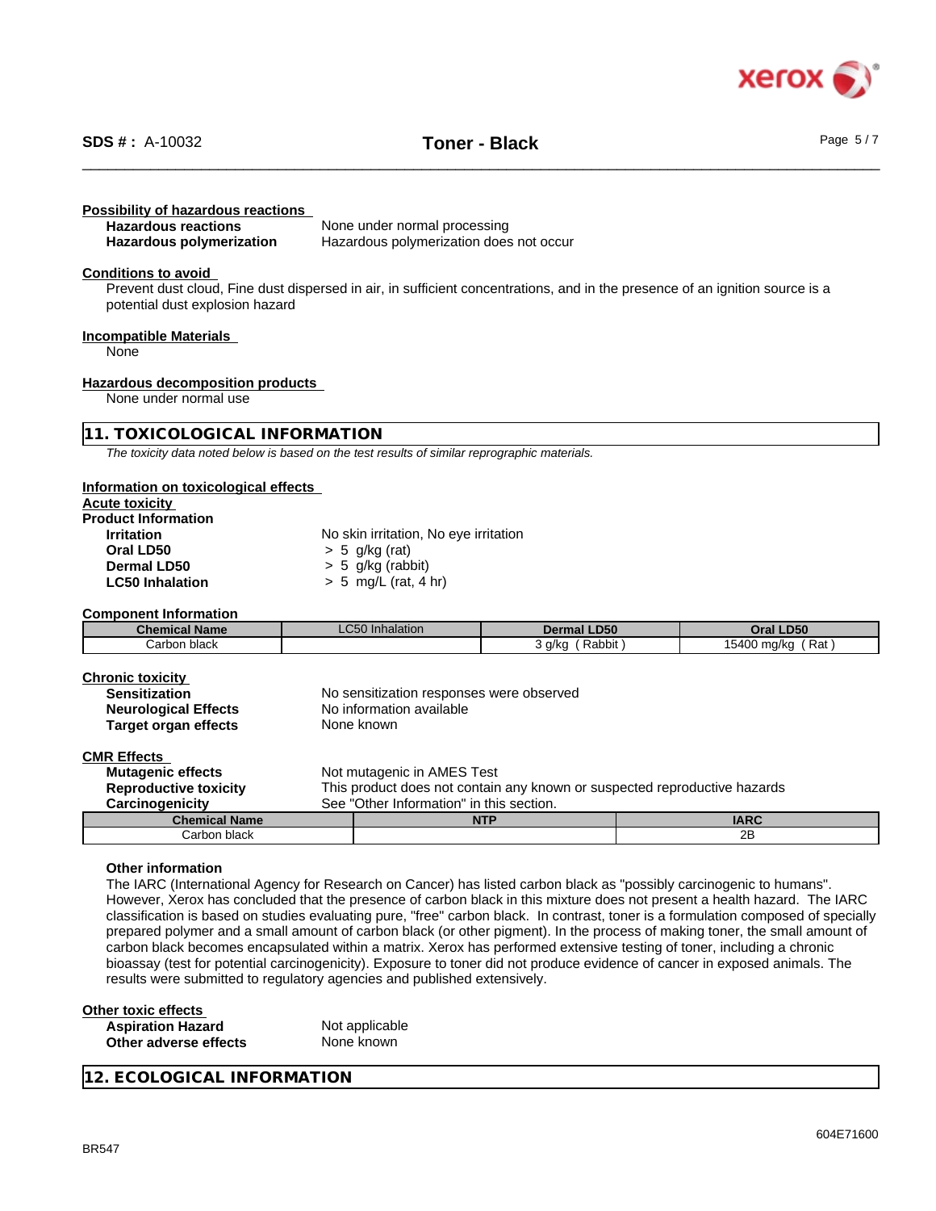**Possibility of hazardous reactions**

| | |
|---|---|
| **Hazardous reactions** | None under normal processing |
| **Hazardous polymerization** | Hazardous polymerization does not occur |

**Conditions to avoid**

Prevent dust cloud, Fine dust dispersed in air, in sufficient concentrations, and in the presence of an ignition source is a potential dust explosion hazard

**Incompatible Materials**

None

**Hazardous decomposition products**

None under normal use

## 11. TOXICOLOGICAL INFORMATION

*The toxicity data noted below is based on the test results of similar reprographic materials.*

**Information on toxicological effects**

**Acute toxicity**

**Product Information**

| | |
|---|---|
| **Irritation** | No skin irritation, No eye irritation |
| **Oral LD50** | > 5 g/kg (rat) |
| **Dermal LD50** | > 5 g/kg (rabbit) |
| **LC50 Inhalation** | > 5 mg/L (rat, 4 hr) |

**Component Information**

| Chemical Name | LC50 Inhalation | Dermal LD50 | Oral LD50 |
|---|---|---|---|
| Carbon black | | 3 g/kg ( Rabbit ) | 15400 mg/kg ( Rat ) |

**Chronic toxicity**

| | |
|---|---|
| **Sensitization** | No sensitization responses were observed |
| **Neurological Effects** | No information available |
| **Target organ effects** | None known |

**CMR Effects**

| | |
|---|---|
| **Mutagenic effects** | Not mutagenic in AMES Test |
| **Reproductive toxicity** | This product does not contain any known or suspected reproductive hazards |
| **Carcinogenicity** | See "Other Information" in this section. |

| Chemical Name | NTP | IARC |
|---|---|---|
| Carbon black | | 2B |

**Other information**

The IARC (International Agency for Research on Cancer) has listed carbon black as "possibly carcinogenic to humans". However, Xerox has concluded that the presence of carbon black in this mixture does not present a health hazard. The IARC classification is based on studies evaluating pure, "free" carbon black. In contrast, toner is a formulation composed of specially prepared polymer and a small amount of carbon black (or other pigment). In the process of making toner, the small amount of carbon black becomes encapsulated within a matrix. Xerox has performed extensive testing of toner, including a chronic bioassay (test for potential carcinogenicity). Exposure to toner did not produce evidence of cancer in exposed animals. The results were submitted to regulatory agencies and published extensively.

**Other toxic effects**

| | |
|---|---|
| **Aspiration Hazard** | Not applicable |
| **Other adverse effects** | None known |

## 12. ECOLOGICAL INFORMATION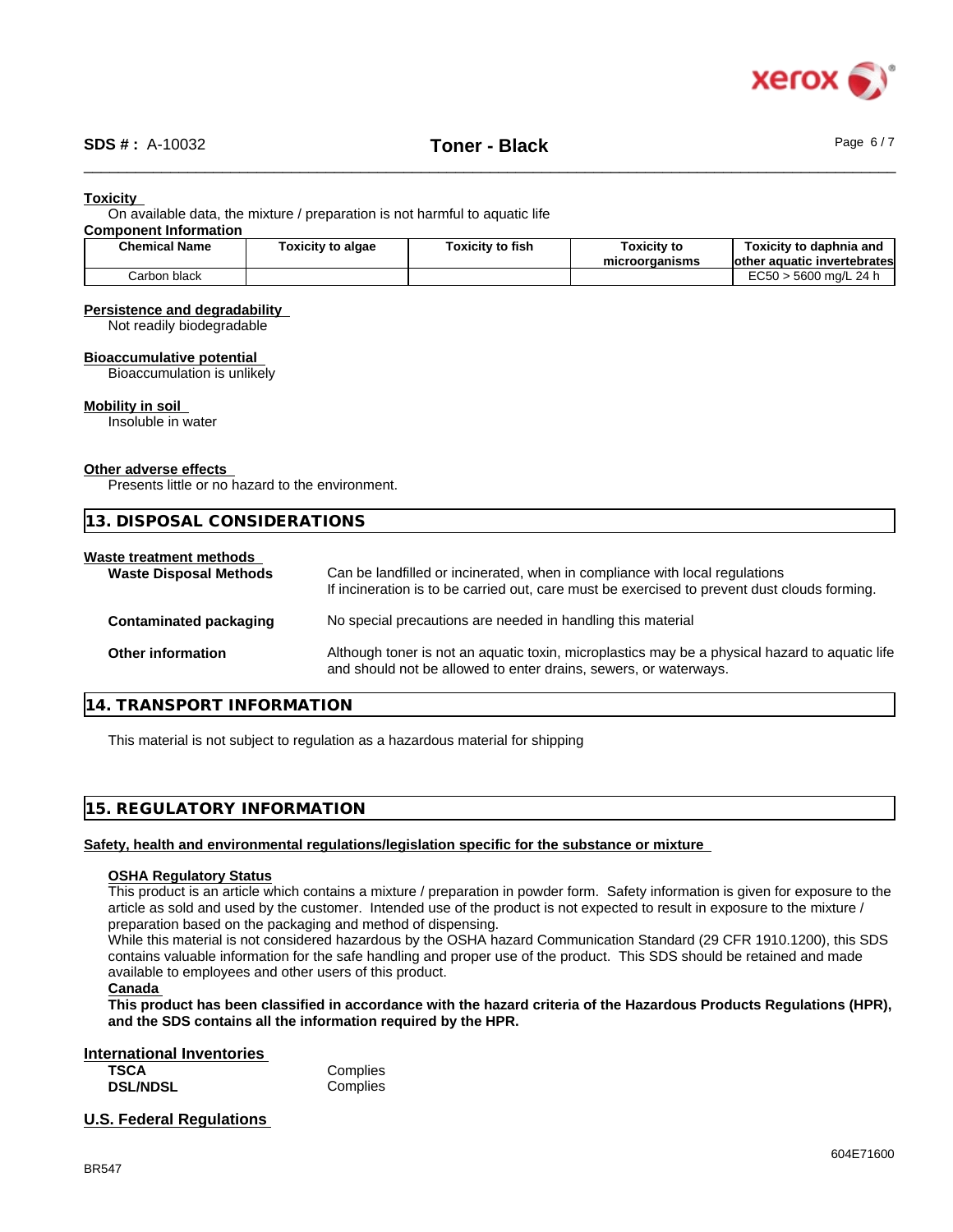**Toxicity**

On available data, the mixture / preparation is not harmful to aquatic life

**Component Information**

| Chemical Name | Toxicity to algae | Toxicity to fish | Toxicity to microorganisms | Toxicity to daphnia and other aquatic invertebrates |
|---|---|---|---|---|
| Carbon black | | | | EC50 > 5600 mg/L 24 h |

**Persistence and degradability**

Not readily biodegradable

**Bioaccumulative potential**

Bioaccumulation is unlikely

**Mobility in soil**

Insoluble in water

**Other adverse effects**

Presents little or no hazard to the environment.

## 13. DISPOSAL CONSIDERATIONS

**Waste treatment methods**

**Waste Disposal Methods**: Can be landfilled or incinerated, when in compliance with local regulations. If incineration is to be carried out, care must be exercised to prevent dust clouds forming.

**Contaminated packaging**: No special precautions are needed in handling this material

**Other information**: Although toner is not an aquatic toxin, microplastics may be a physical hazard to aquatic life and should not be allowed to enter drains, sewers, or waterways.

## 14. TRANSPORT INFORMATION

This material is not subject to regulation as a hazardous material for shipping

## 15. REGULATORY INFORMATION

**Safety, health and environmental regulations/legislation specific for the substance or mixture**

**OSHA Regulatory Status**

This product is an article which contains a mixture / preparation in powder form. Safety information is given for exposure to the article as sold and used by the customer. Intended use of the product is not expected to result in exposure to the mixture / preparation based on the packaging and method of dispensing.

While this material is not considered hazardous by the OSHA hazard Communication Standard (29 CFR 1910.1200), this SDS contains valuable information for the safe handling and proper use of the product. This SDS should be retained and made available to employees and other users of this product.

**Canada**

**This product has been classified in accordance with the hazard criteria of the Hazardous Products Regulations (HPR), and the SDS contains all the information required by the HPR.**

**International Inventories**

| | |
|---|---|
| **TSCA** | Complies |
| **DSL/NDSL** | Complies |

**U.S. Federal Regulations**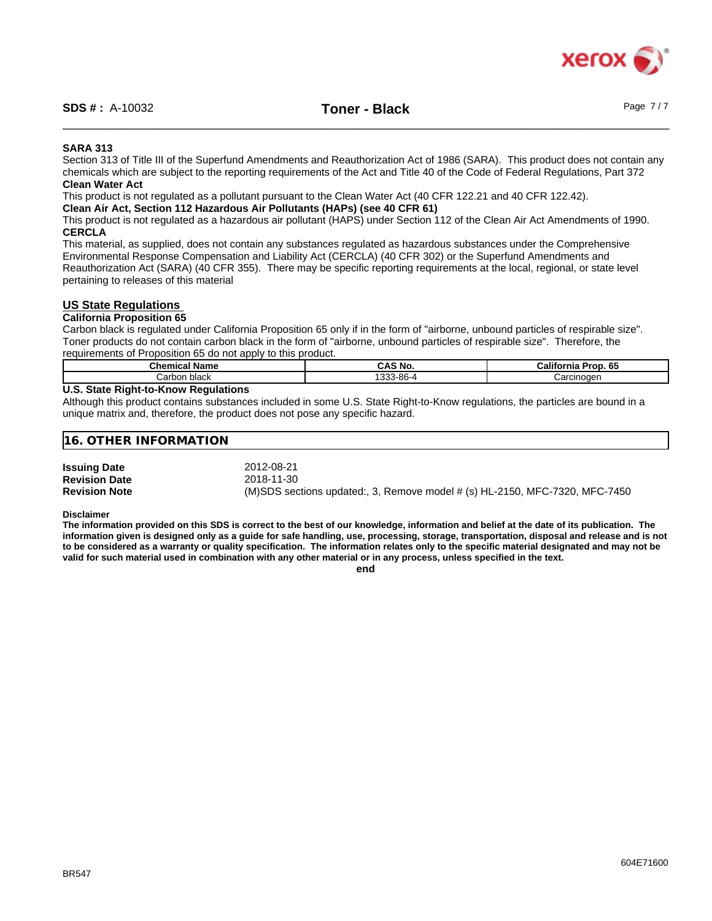**SARA 313**

Section 313 of Title III of the Superfund Amendments and Reauthorization Act of 1986 (SARA). This product does not contain any chemicals which are subject to the reporting requirements of the Act and Title 40 of the Code of Federal Regulations, Part 372

**Clean Water Act**

This product is not regulated as a pollutant pursuant to the Clean Water Act (40 CFR 122.21 and 40 CFR 122.42).

**Clean Air Act, Section 112 Hazardous Air Pollutants (HAPs) (see 40 CFR 61)**

This product is not regulated as a hazardous air pollutant (HAPS) under Section 112 of the Clean Air Act Amendments of 1990.

**CERCLA**

This material, as supplied, does not contain any substances regulated as hazardous substances under the Comprehensive Environmental Response Compensation and Liability Act (CERCLA) (40 CFR 302) or the Superfund Amendments and Reauthorization Act (SARA) (40 CFR 355). There may be specific reporting requirements at the local, regional, or state level pertaining to releases of this material

## US State Regulations

**California Proposition 65**

Carbon black is regulated under California Proposition 65 only if in the form of "airborne, unbound particles of respirable size". Toner products do not contain carbon black in the form of "airborne, unbound particles of respirable size". Therefore, the requirements of Proposition 65 do not apply to this product.

| Chemical Name | CAS No. | California Prop. 65 |
|---|---|---|
| Carbon black | 1333-86-4 | Carcinogen |

**U.S. State Right-to-Know Regulations**

Although this product contains substances included in some U.S. State Right-to-Know regulations, the particles are bound in a unique matrix and, therefore, the product does not pose any specific hazard.

## 16. OTHER INFORMATION

| | |
|---|---|
| **Issuing Date** | 2012-08-21 |
| **Revision Date** | 2018-11-30 |
| **Revision Note** | (M)SDS sections updated:, 3, Remove model # (s) HL-2150, MFC-7320, MFC-7450 |

**Disclaimer**

**The information provided on this SDS is correct to the best of our knowledge, information and belief at the date of its publication. The information given is designed only as a guide for safe handling, use, processing, storage, transportation, disposal and release and is not to be considered as a warranty or quality specification. The information relates only to the specific material designated and may not be valid for such material used in combination with any other material or in any process, unless specified in the text.**

**end**

BR547

604E71600